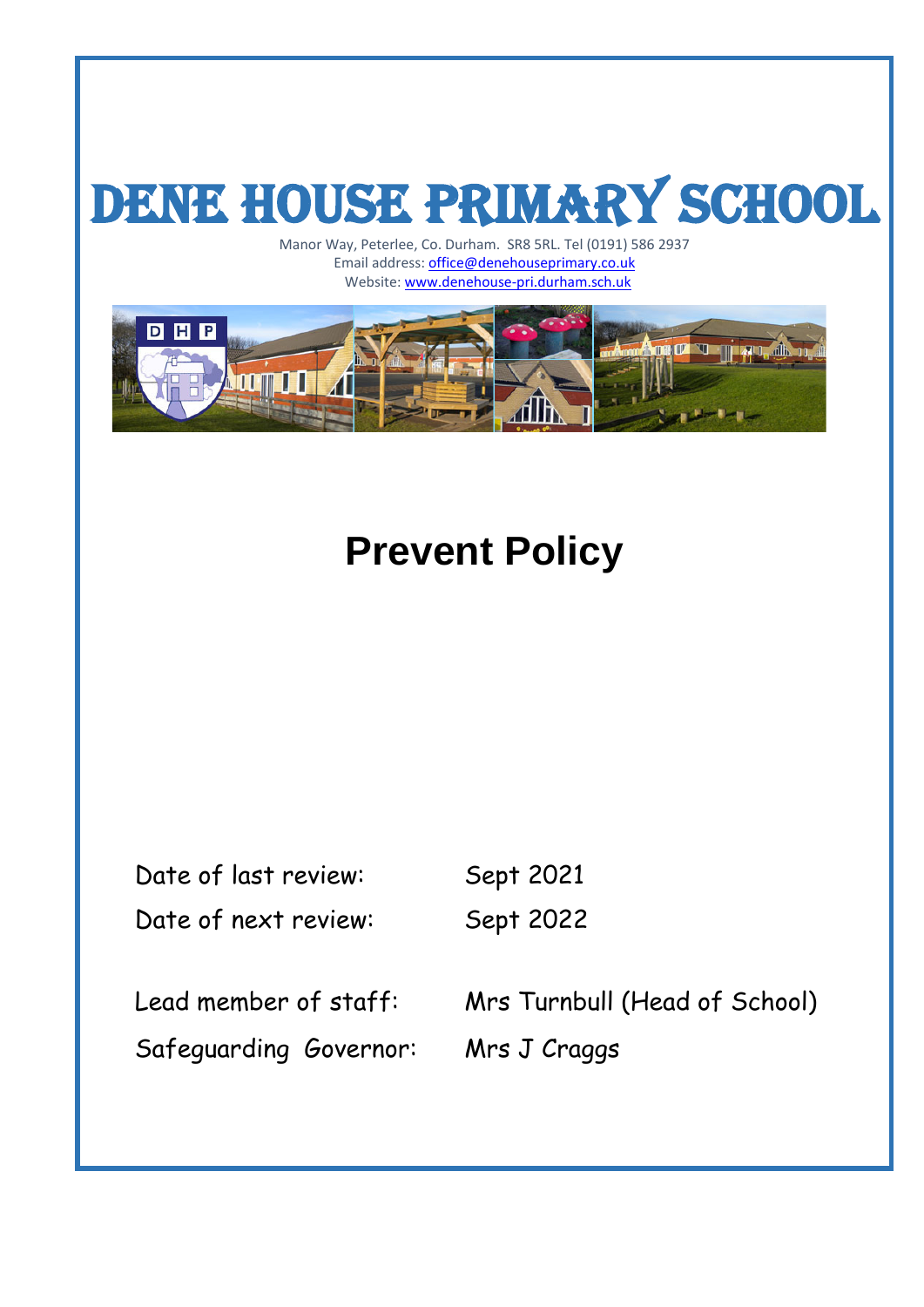# DENE HOUSE PRIMARY SCHOOL

Manor Way, Peterlee, Co. Durham. SR8 5RL. Tel (0191) 586 2937
Email address: office@denehouseprimary.co.uk
Website: www.denehouse-pri.durham.sch.uk

# Prevent Policy

Date of last review: Sept 2021
Date of next review: Sept 2022

Lead member of staff: Mrs Turnbull (Head of School)
Safeguarding Governor: Mrs J Craggs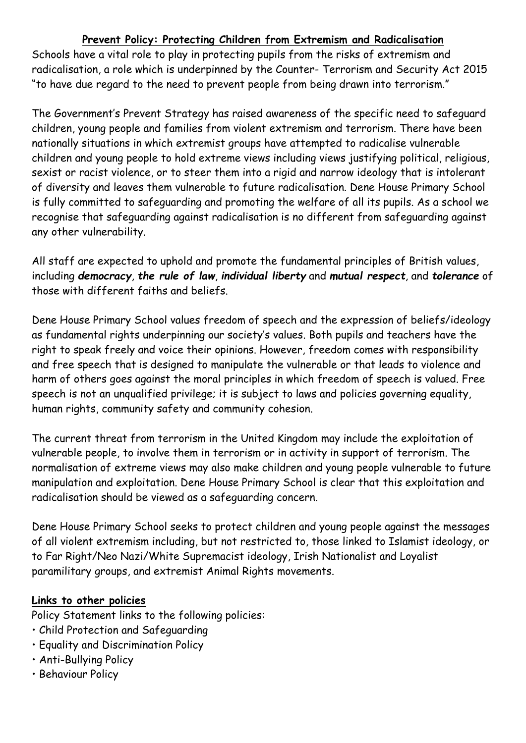## Prevent Policy: Protecting Children from Extremism and Radicalisation

Schools have a vital role to play in protecting pupils from the risks of extremism and radicalisation, a role which is underpinned by the Counter- Terrorism and Security Act 2015 "to have due regard to the need to prevent people from being drawn into terrorism."

The Government's Prevent Strategy has raised awareness of the specific need to safeguard children, young people and families from violent extremism and terrorism. There have been nationally situations in which extremist groups have attempted to radicalise vulnerable children and young people to hold extreme views including views justifying political, religious, sexist or racist violence, or to steer them into a rigid and narrow ideology that is intolerant of diversity and leaves them vulnerable to future radicalisation. Dene House Primary School is fully committed to safeguarding and promoting the welfare of all its pupils. As a school we recognise that safeguarding against radicalisation is no different from safeguarding against any other vulnerability.

All staff are expected to uphold and promote the fundamental principles of British values, including ***democracy***, ***the rule of law***, ***individual liberty*** and ***mutual respect***, and ***tolerance*** of those with different faiths and beliefs.

Dene House Primary School values freedom of speech and the expression of beliefs/ideology as fundamental rights underpinning our society's values. Both pupils and teachers have the right to speak freely and voice their opinions. However, freedom comes with responsibility and free speech that is designed to manipulate the vulnerable or that leads to violence and harm of others goes against the moral principles in which freedom of speech is valued. Free speech is not an unqualified privilege; it is subject to laws and policies governing equality, human rights, community safety and community cohesion.

The current threat from terrorism in the United Kingdom may include the exploitation of vulnerable people, to involve them in terrorism or in activity in support of terrorism. The normalisation of extreme views may also make children and young people vulnerable to future manipulation and exploitation. Dene House Primary School is clear that this exploitation and radicalisation should be viewed as a safeguarding concern.

Dene House Primary School seeks to protect children and young people against the messages of all violent extremism including, but not restricted to, those linked to Islamist ideology, or to Far Right/Neo Nazi/White Supremacist ideology, Irish Nationalist and Loyalist paramilitary groups, and extremist Animal Rights movements.

### Links to other policies

Policy Statement links to the following policies:

- Child Protection and Safeguarding
- Equality and Discrimination Policy
- Anti-Bullying Policy
- Behaviour Policy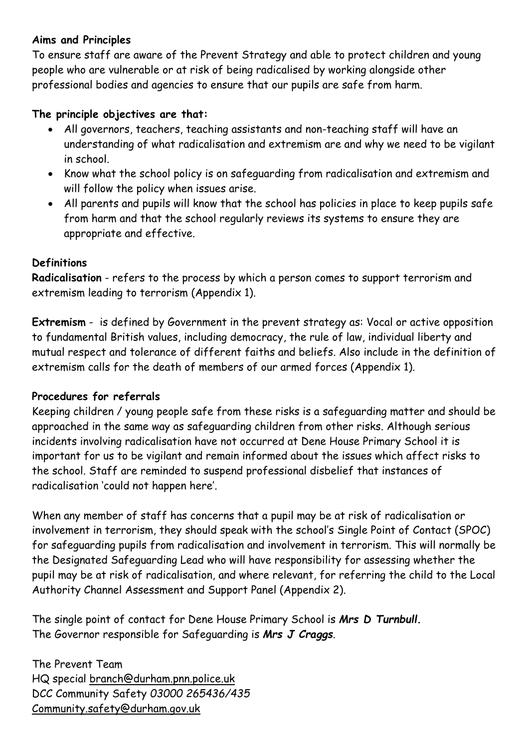**Aims and Principles**

To ensure staff are aware of the Prevent Strategy and able to protect children and young people who are vulnerable or at risk of being radicalised by working alongside other professional bodies and agencies to ensure that our pupils are safe from harm.

**The principle objectives are that:**

- All governors, teachers, teaching assistants and non-teaching staff will have an understanding of what radicalisation and extremism are and why we need to be vigilant in school.
- Know what the school policy is on safeguarding from radicalisation and extremism and will follow the policy when issues arise.
- All parents and pupils will know that the school has policies in place to keep pupils safe from harm and that the school regularly reviews its systems to ensure they are appropriate and effective.

**Definitions**

**Radicalisation** - refers to the process by which a person comes to support terrorism and extremism leading to terrorism (Appendix 1).

**Extremism** - is defined by Government in the prevent strategy as: Vocal or active opposition to fundamental British values, including democracy, the rule of law, individual liberty and mutual respect and tolerance of different faiths and beliefs. Also include in the definition of extremism calls for the death of members of our armed forces (Appendix 1).

**Procedures for referrals**

Keeping children / young people safe from these risks is a safeguarding matter and should be approached in the same way as safeguarding children from other risks. Although serious incidents involving radicalisation have not occurred at Dene House Primary School it is important for us to be vigilant and remain informed about the issues which affect risks to the school. Staff are reminded to suspend professional disbelief that instances of radicalisation 'could not happen here'.

When any member of staff has concerns that a pupil may be at risk of radicalisation or involvement in terrorism, they should speak with the school's Single Point of Contact (SPOC) for safeguarding pupils from radicalisation and involvement in terrorism. This will normally be the Designated Safeguarding Lead who will have responsibility for assessing whether the pupil may be at risk of radicalisation, and where relevant, for referring the child to the Local Authority Channel Assessment and Support Panel (Appendix 2).

The single point of contact for Dene House Primary School is ***Mrs D Turnbull.***
The Governor responsible for Safeguarding is ***Mrs J Craggs***.

The Prevent Team
HQ special branch@durham.pnn.police.uk
DCC Community Safety *03000 265436/435*
Community.safety@durham.gov.uk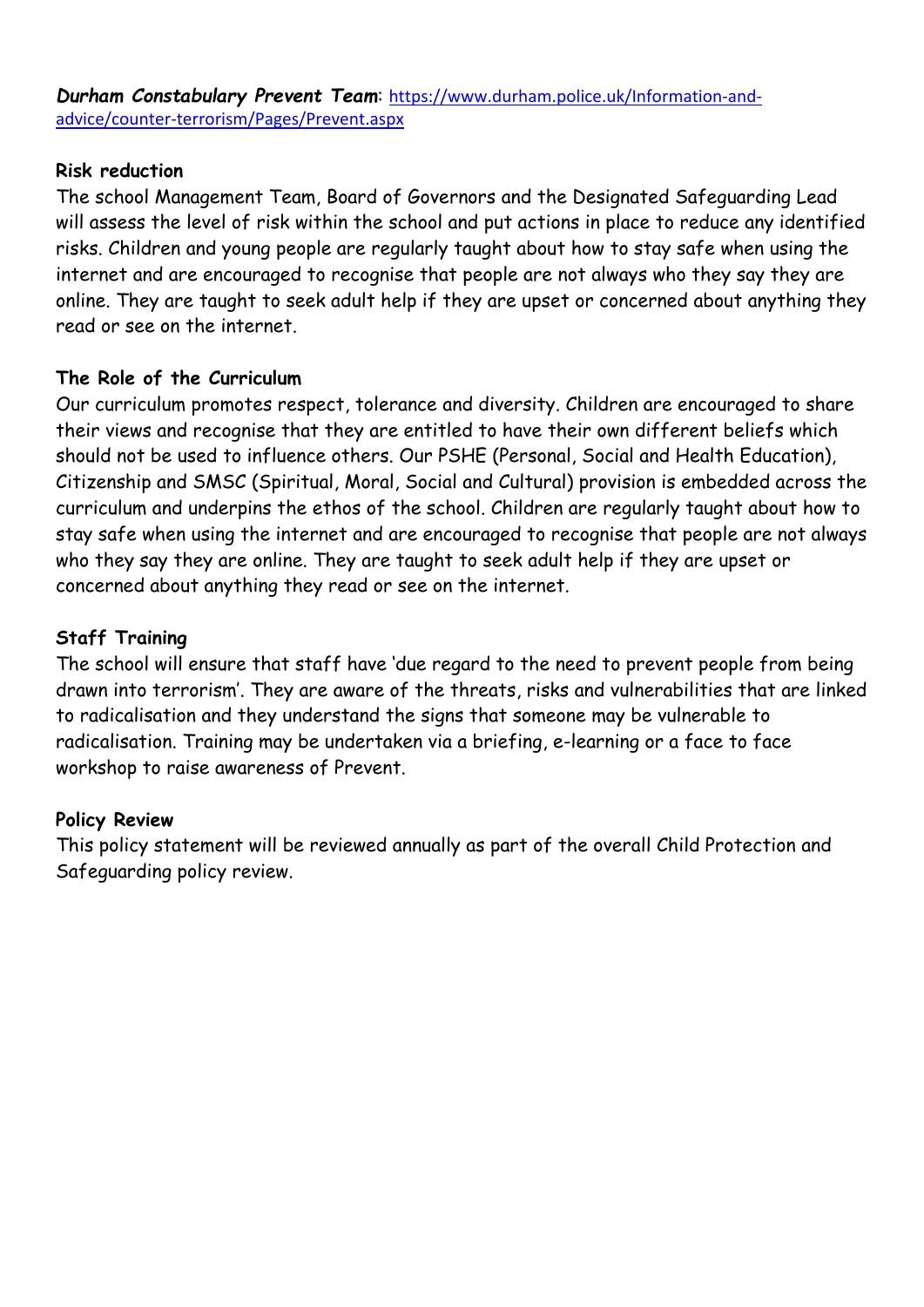***Durham Constabulary Prevent Team***: https://www.durham.police.uk/Information-and-advice/counter-terrorism/Pages/Prevent.aspx

**Risk reduction**

The school Management Team, Board of Governors and the Designated Safeguarding Lead will assess the level of risk within the school and put actions in place to reduce any identified risks. Children and young people are regularly taught about how to stay safe when using the internet and are encouraged to recognise that people are not always who they say they are online. They are taught to seek adult help if they are upset or concerned about anything they read or see on the internet.

**The Role of the Curriculum**

Our curriculum promotes respect, tolerance and diversity. Children are encouraged to share their views and recognise that they are entitled to have their own different beliefs which should not be used to influence others. Our PSHE (Personal, Social and Health Education), Citizenship and SMSC (Spiritual, Moral, Social and Cultural) provision is embedded across the curriculum and underpins the ethos of the school. Children are regularly taught about how to stay safe when using the internet and are encouraged to recognise that people are not always who they say they are online. They are taught to seek adult help if they are upset or concerned about anything they read or see on the internet.

**Staff Training**

The school will ensure that staff have 'due regard to the need to prevent people from being drawn into terrorism'. They are aware of the threats, risks and vulnerabilities that are linked to radicalisation and they understand the signs that someone may be vulnerable to radicalisation. Training may be undertaken via a briefing, e-learning or a face to face workshop to raise awareness of Prevent.

**Policy Review**

This policy statement will be reviewed annually as part of the overall Child Protection and Safeguarding policy review.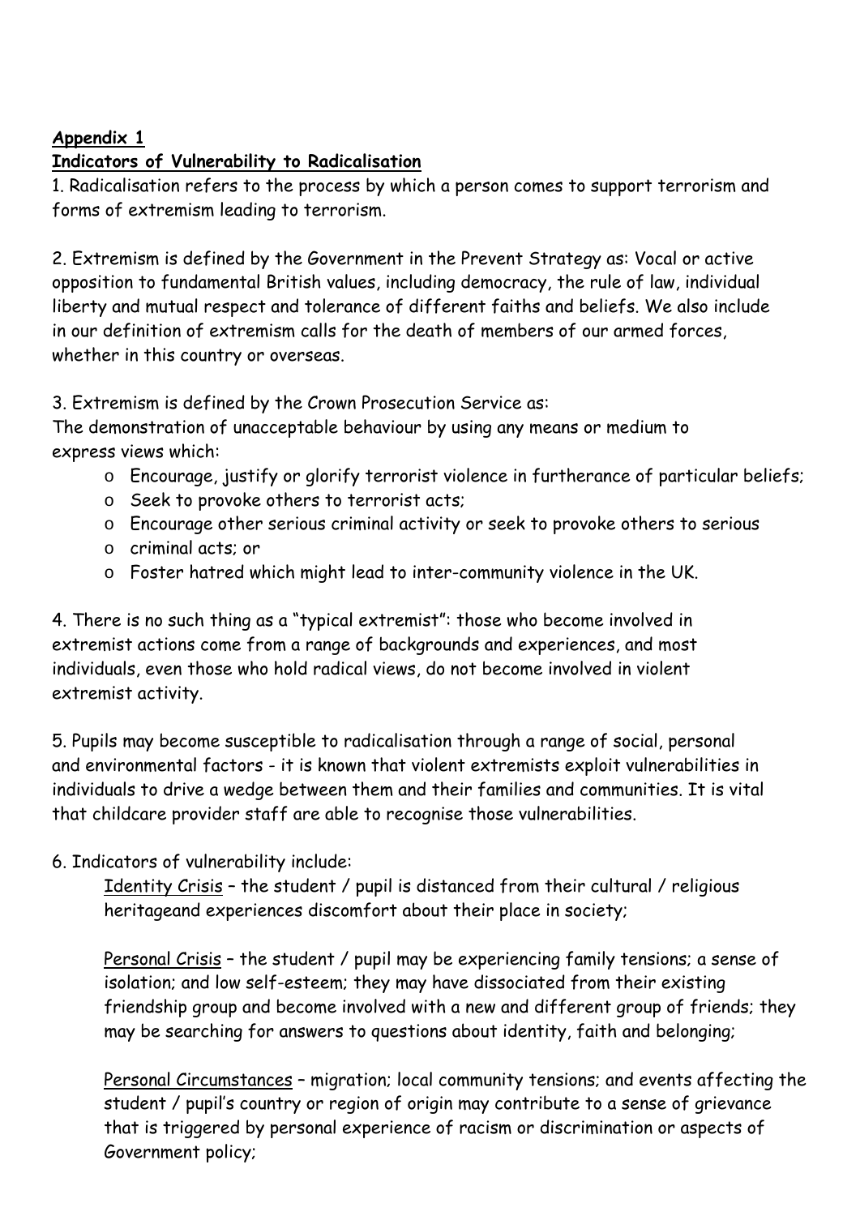**Appendix 1**

**Indicators of Vulnerability to Radicalisation**

1. Radicalisation refers to the process by which a person comes to support terrorism and forms of extremism leading to terrorism.

2. Extremism is defined by the Government in the Prevent Strategy as: Vocal or active opposition to fundamental British values, including democracy, the rule of law, individual liberty and mutual respect and tolerance of different faiths and beliefs. We also include in our definition of extremism calls for the death of members of our armed forces, whether in this country or overseas.

3. Extremism is defined by the Crown Prosecution Service as:
The demonstration of unacceptable behaviour by using any means or medium to express views which:

- o Encourage, justify or glorify terrorist violence in furtherance of particular beliefs;
- o Seek to provoke others to terrorist acts;
- o Encourage other serious criminal activity or seek to provoke others to serious
- o criminal acts; or
- o Foster hatred which might lead to inter-community violence in the UK.

4. There is no such thing as a "typical extremist": those who become involved in extremist actions come from a range of backgrounds and experiences, and most individuals, even those who hold radical views, do not become involved in violent extremist activity.

5. Pupils may become susceptible to radicalisation through a range of social, personal and environmental factors - it is known that violent extremists exploit vulnerabilities in individuals to drive a wedge between them and their families and communities. It is vital that childcare provider staff are able to recognise those vulnerabilities.

6. Indicators of vulnerability include:

<u>Identity Crisis</u> – the student / pupil is distanced from their cultural / religious heritageand experiences discomfort about their place in society;

<u>Personal Crisis</u> – the student / pupil may be experiencing family tensions; a sense of isolation; and low self-esteem; they may have dissociated from their existing friendship group and become involved with a new and different group of friends; they may be searching for answers to questions about identity, faith and belonging;

<u>Personal Circumstances</u> – migration; local community tensions; and events affecting the student / pupil's country or region of origin may contribute to a sense of grievance that is triggered by personal experience of racism or discrimination or aspects of Government policy;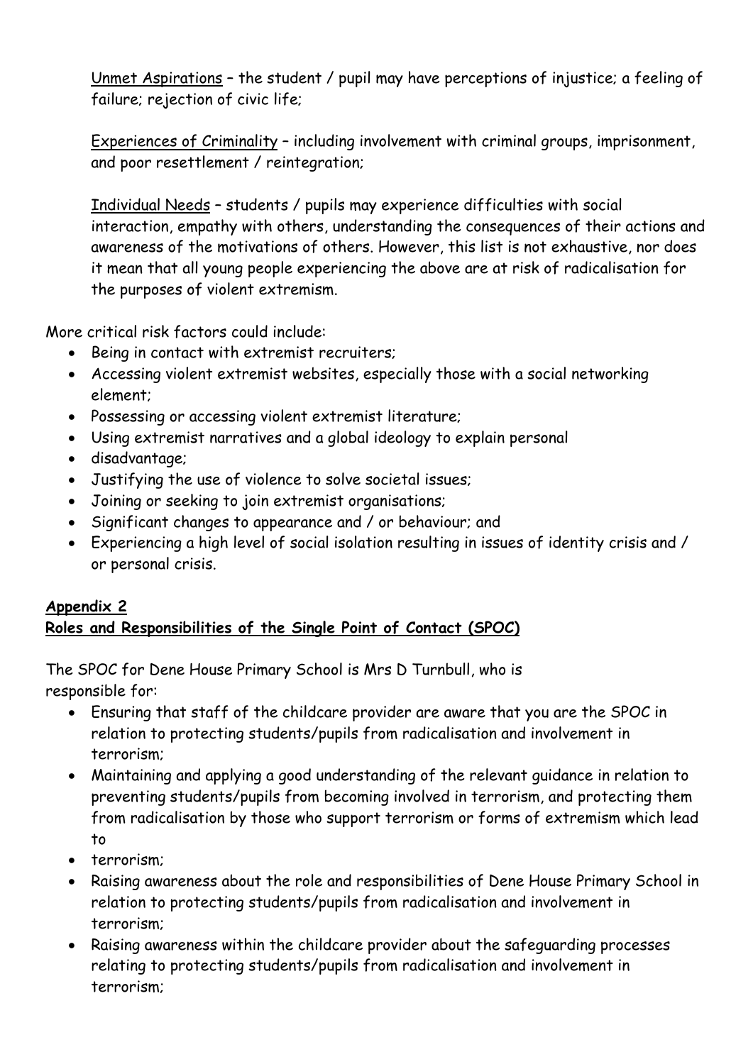<u>Unmet Aspirations</u> – the student / pupil may have perceptions of injustice; a feeling of failure; rejection of civic life;

<u>Experiences of Criminality</u> – including involvement with criminal groups, imprisonment, and poor resettlement / reintegration;

<u>Individual Needs</u> – students / pupils may experience difficulties with social interaction, empathy with others, understanding the consequences of their actions and awareness of the motivations of others. However, this list is not exhaustive, nor does it mean that all young people experiencing the above are at risk of radicalisation for the purposes of violent extremism.

More critical risk factors could include:

- Being in contact with extremist recruiters;
- Accessing violent extremist websites, especially those with a social networking element;
- Possessing or accessing violent extremist literature;
- Using extremist narratives and a global ideology to explain personal
- disadvantage;
- Justifying the use of violence to solve societal issues;
- Joining or seeking to join extremist organisations;
- Significant changes to appearance and / or behaviour; and
- Experiencing a high level of social isolation resulting in issues of identity crisis and / or personal crisis.

## <u>**Appendix 2**</u>

## <u>**Roles and Responsibilities of the Single Point of Contact (SPOC)**</u>

The SPOC for Dene House Primary School is Mrs D Turnbull, who is responsible for:

- Ensuring that staff of the childcare provider are aware that you are the SPOC in relation to protecting students/pupils from radicalisation and involvement in terrorism;
- Maintaining and applying a good understanding of the relevant guidance in relation to preventing students/pupils from becoming involved in terrorism, and protecting them from radicalisation by those who support terrorism or forms of extremism which lead to
- terrorism;
- Raising awareness about the role and responsibilities of Dene House Primary School in relation to protecting students/pupils from radicalisation and involvement in terrorism;
- Raising awareness within the childcare provider about the safeguarding processes relating to protecting students/pupils from radicalisation and involvement in terrorism;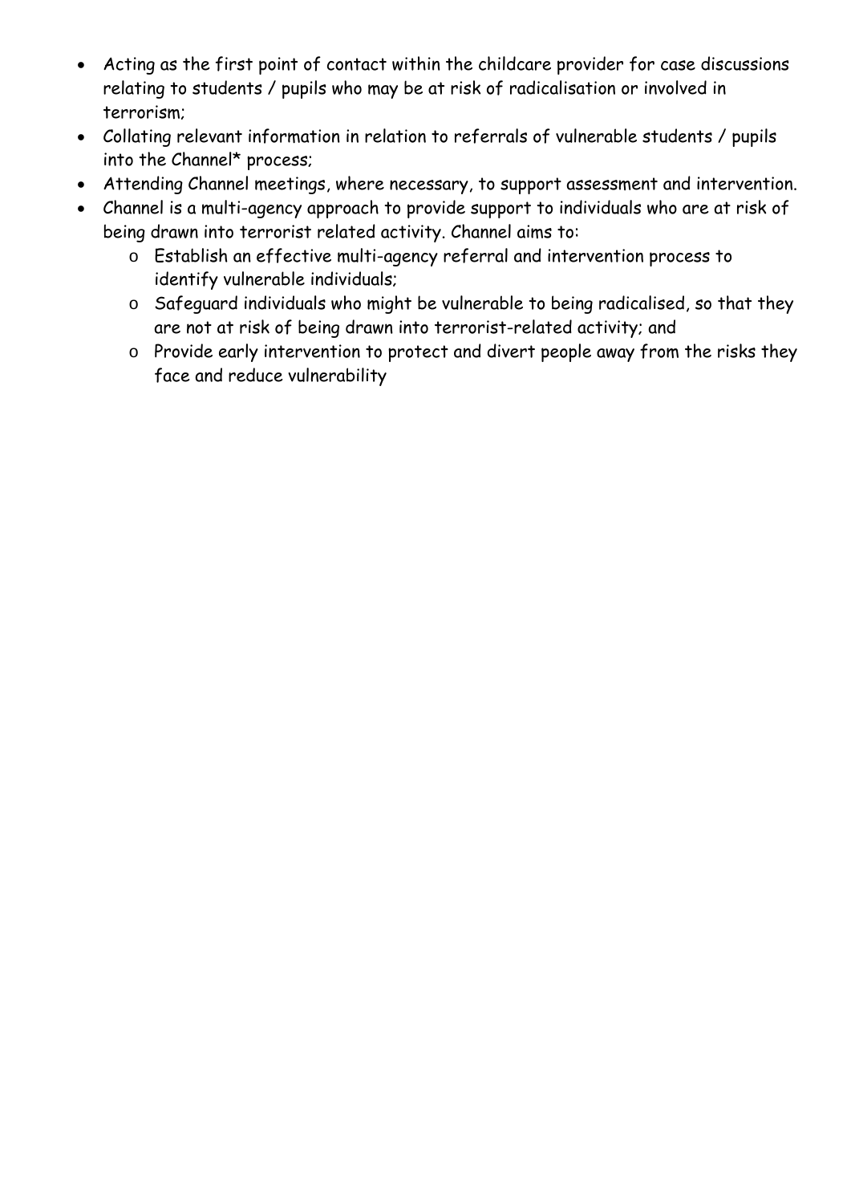- Acting as the first point of contact within the childcare provider for case discussions relating to students / pupils who may be at risk of radicalisation or involved in terrorism;
- Collating relevant information in relation to referrals of vulnerable students / pupils into the Channel* process;
- Attending Channel meetings, where necessary, to support assessment and intervention.
- Channel is a multi-agency approach to provide support to individuals who are at risk of being drawn into terrorist related activity. Channel aims to:
  - Establish an effective multi-agency referral and intervention process to identify vulnerable individuals;
  - Safeguard individuals who might be vulnerable to being radicalised, so that they are not at risk of being drawn into terrorist-related activity; and
  - Provide early intervention to protect and divert people away from the risks they face and reduce vulnerability